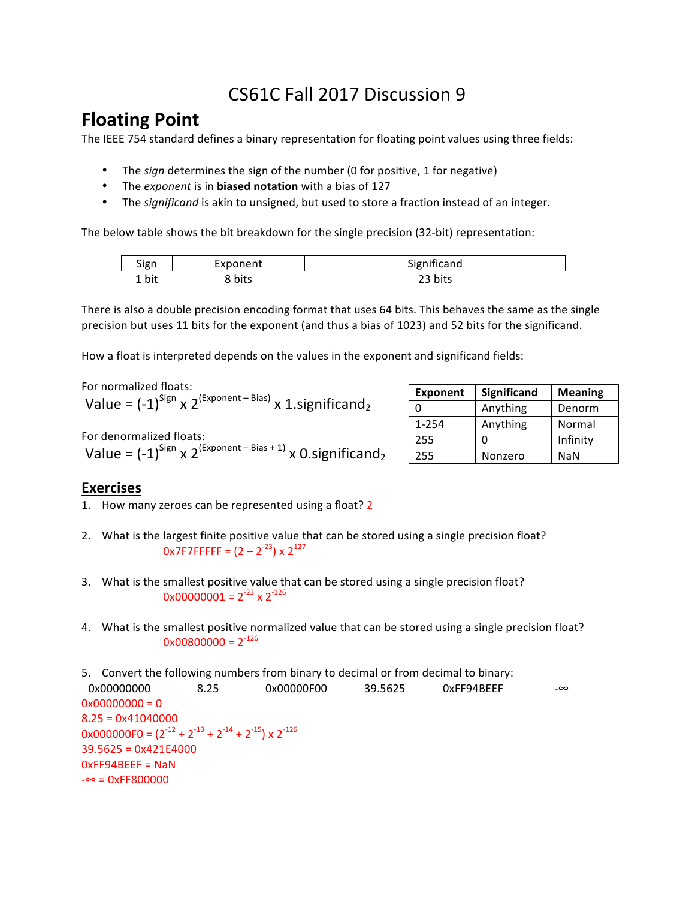// CS61C Fall 2017 Discussion 9

# Floating Point

The IEEE 754 standard defines a binary representation for floating point values using three fields:

- The *sign* determines the sign of the number (0 for positive, 1 for negative)
- The *exponent* is in **biased notation** with a bias of 127
- The *significand* is akin to unsigned, but used to store a fraction instead of an integer.

The below table shows the bit breakdown for the single precision (32-bit) representation:

| Sign | Exponent | Significand |
|---|---|---|
| 1 bit | 8 bits | 23 bits |

There is also a double precision encoding format that uses 64 bits. This behaves the same as the single precision but uses 11 bits for the exponent (and thus a bias of 1023) and 52 bits for the significand.

How a float is interpreted depends on the values in the exponent and significand fields:

For normalized floats:

$$\text{Value} = (-1)^{\text{Sign}} \times 2^{(\text{Exponent} - \text{Bias})} \times 1.\text{significand}_2$$

For denormalized floats:

$$\text{Value} = (-1)^{\text{Sign}} \times 2^{(\text{Exponent} - \text{Bias} + 1)} \times 0.\text{significand}_2$$

| Exponent | Significand | Meaning |
|---|---|---|
| 0 | Anything | Denorm |
| 1-254 | Anything | Normal |
| 255 | 0 | Infinity |
| 255 | Nonzero | NaN |

## Exercises

1. How many zeroes can be represented using a float? 2

2. What is the largest finite positive value that can be stored using a single precision float?
   0x7F7FFFFF = $(2 - 2^{-23}) \times 2^{127}$

3. What is the smallest positive value that can be stored using a single precision float?
   0x00000001 = $2^{-23} \times 2^{-126}$

4. What is the smallest positive normalized value that can be stored using a single precision float?
   0x00800000 = $2^{-126}$

5. Convert the following numbers from binary to decimal or from decimal to binary:
   0x00000000 &nbsp;&nbsp; 8.25 &nbsp;&nbsp; 0x00000F00 &nbsp;&nbsp; 39.5625 &nbsp;&nbsp; 0xFF94BEEF &nbsp;&nbsp; $-\infty$

0x00000000 = 0
8.25 = 0x41040000
0x000000F0 = $(2^{-12} + 2^{-13} + 2^{-14} + 2^{-15}) \times 2^{-126}$
39.5625 = 0x421E4000
0xFF94BEEF = NaN
$-\infty$ = 0xFF800000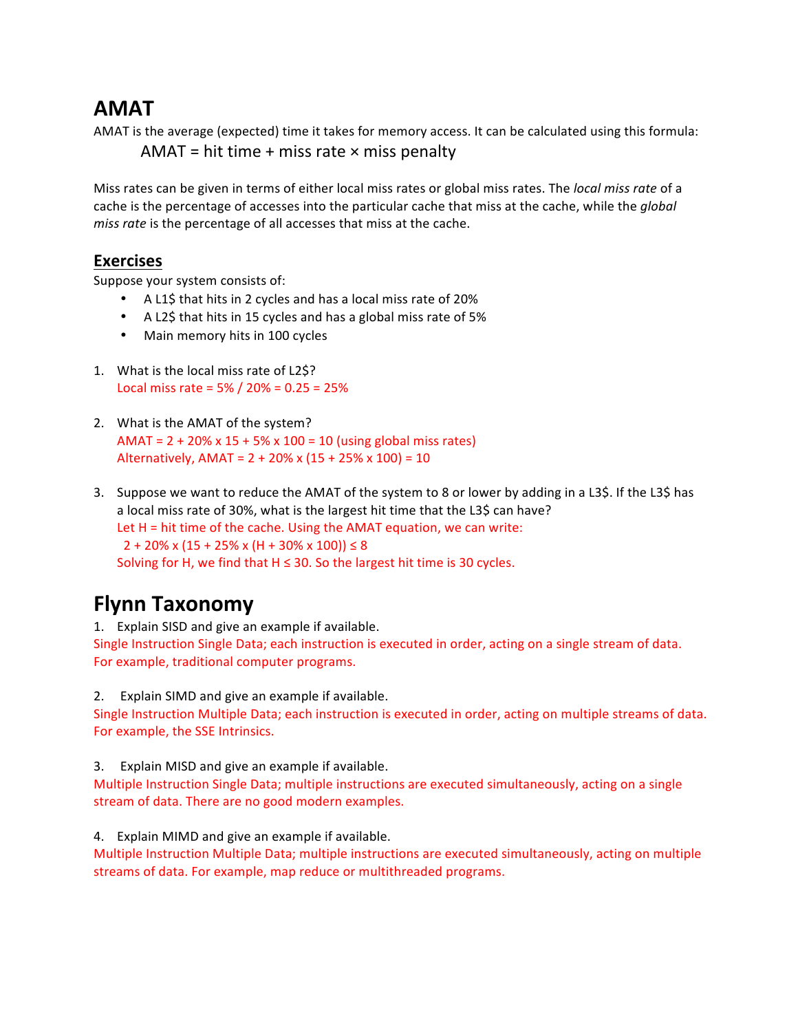# AMAT

AMAT is the average (expected) time it takes for memory access. It can be calculated using this formula:

$$\text{AMAT} = \text{hit time} + \text{miss rate} \times \text{miss penalty}$$

Miss rates can be given in terms of either local miss rates or global miss rates. The *local miss rate* of a cache is the percentage of accesses into the particular cache that miss at the cache, while the *global miss rate* is the percentage of all accesses that miss at the cache.

## Exercises

Suppose your system consists of:

- A L1$ that hits in 2 cycles and has a local miss rate of 20%
- A L2$ that hits in 15 cycles and has a global miss rate of 5%
- Main memory hits in 100 cycles

1. What is the local miss rate of L2$?
   Local miss rate = 5% / 20% = 0.25 = 25%

2. What is the AMAT of the system?
   AMAT = 2 + 20% x 15 + 5% x 100 = 10 (using global miss rates)
   Alternatively, AMAT = 2 + 20% x (15 + 25% x 100) = 10

3. Suppose we want to reduce the AMAT of the system to 8 or lower by adding in a L3$. If the L3$ has a local miss rate of 30%, what is the largest hit time that the L3$ can have?
   Let H = hit time of the cache. Using the AMAT equation, we can write:
   2 + 20% x (15 + 25% x (H + 30% x 100)) ≤ 8
   Solving for H, we find that H ≤ 30. So the largest hit time is 30 cycles.

# Flynn Taxonomy

1. Explain SISD and give an example if available.
   Single Instruction Single Data; each instruction is executed in order, acting on a single stream of data. For example, traditional computer programs.

2. Explain SIMD and give an example if available.
   Single Instruction Multiple Data; each instruction is executed in order, acting on multiple streams of data. For example, the SSE Intrinsics.

3. Explain MISD and give an example if available.
   Multiple Instruction Single Data; multiple instructions are executed simultaneously, acting on a single stream of data. There are no good modern examples.

4. Explain MIMD and give an example if available.
   Multiple Instruction Multiple Data; multiple instructions are executed simultaneously, acting on multiple streams of data. For example, map reduce or multithreaded programs.